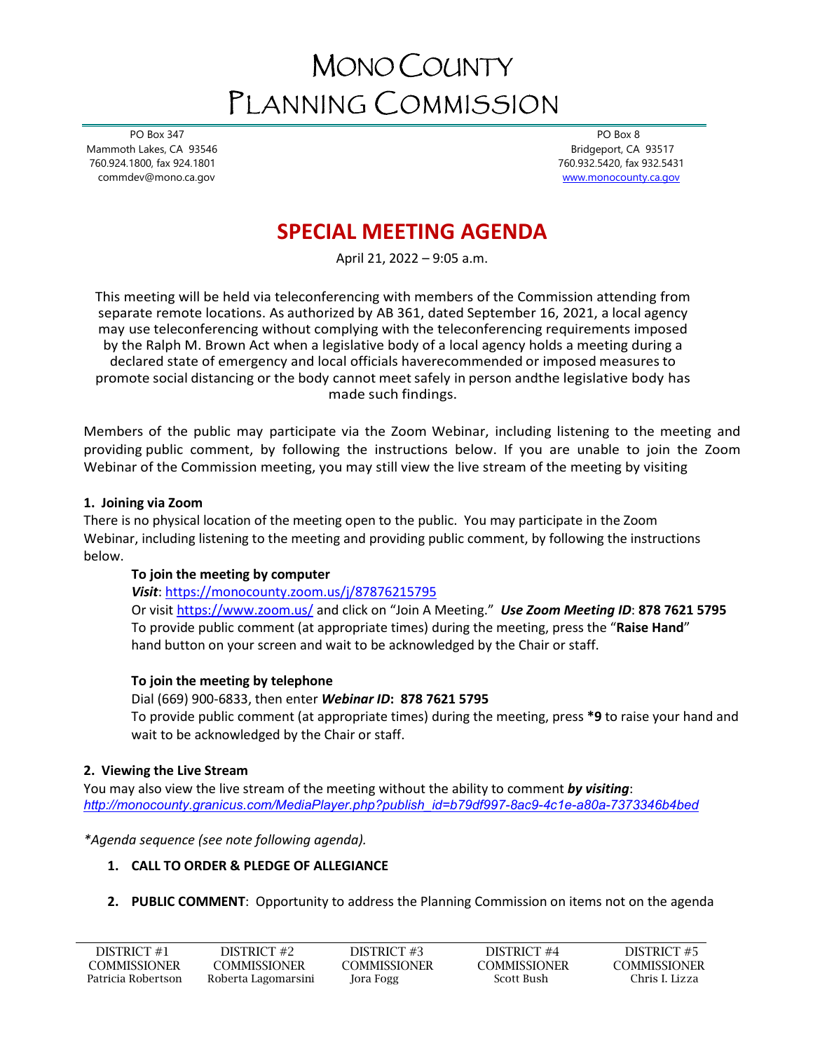# MONO COUNTY PLANNING COMMISSION

PO Box 347
Mammoth Lakes, CA 93546
760.924.1800, fax 924.1801
commdev@mono.ca.gov

PO Box 8
Bridgeport, CA 93517
760.932.5420, fax 932.5431
www.monocounty.ca.gov

## SPECIAL MEETING AGENDA

April 21, 2022 – 9:05 a.m.

This meeting will be held via teleconferencing with members of the Commission attending from separate remote locations. As authorized by AB 361, dated September 16, 2021, a local agency may use teleconferencing without complying with the teleconferencing requirements imposed by the Ralph M. Brown Act when a legislative body of a local agency holds a meeting during a declared state of emergency and local officials haverecommended or imposed measures to promote social distancing or the body cannot meet safely in person andthe legislative body has made such findings.

Members of the public may participate via the Zoom Webinar, including listening to the meeting and providing public comment, by following the instructions below. If you are unable to join the Zoom Webinar of the Commission meeting, you may still view the live stream of the meeting by visiting

**1. Joining via Zoom**

There is no physical location of the meeting open to the public. You may participate in the Zoom Webinar, including listening to the meeting and providing public comment, by following the instructions below.

**To join the meeting by computer**

***Visit***: https://monocounty.zoom.us/j/87876215795
Or visit https://www.zoom.us/ and click on "Join A Meeting." ***Use Zoom Meeting ID***: **878 7621 5795**
To provide public comment (at appropriate times) during the meeting, press the "**Raise Hand**" hand button on your screen and wait to be acknowledged by the Chair or staff.

**To join the meeting by telephone**

Dial (669) 900-6833, then enter ***Webinar ID*****: 878 7621 5795**
To provide public comment (at appropriate times) during the meeting, press **\*9** to raise your hand and wait to be acknowledged by the Chair or staff.

**2. Viewing the Live Stream**

You may also view the live stream of the meeting without the ability to comment ***by visiting***:
*http://monocounty.granicus.com/MediaPlayer.php?publish_id=b79df997-8ac9-4c1e-a80a-7373346b4bed*

*\*Agenda sequence (see note following agenda).*

1. **CALL TO ORDER & PLEDGE OF ALLEGIANCE**

2. **PUBLIC COMMENT**: Opportunity to address the Planning Commission on items not on the agenda

| DISTRICT #1 COMMISSIONER | DISTRICT #2 COMMISSIONER | DISTRICT #3 COMMISSIONER | DISTRICT #4 COMMISSIONER | DISTRICT #5 COMMISSIONER |
|---|---|---|---|---|
| Patricia Robertson | Roberta Lagomarsini | Jora Fogg | Scott Bush | Chris I. Lizza |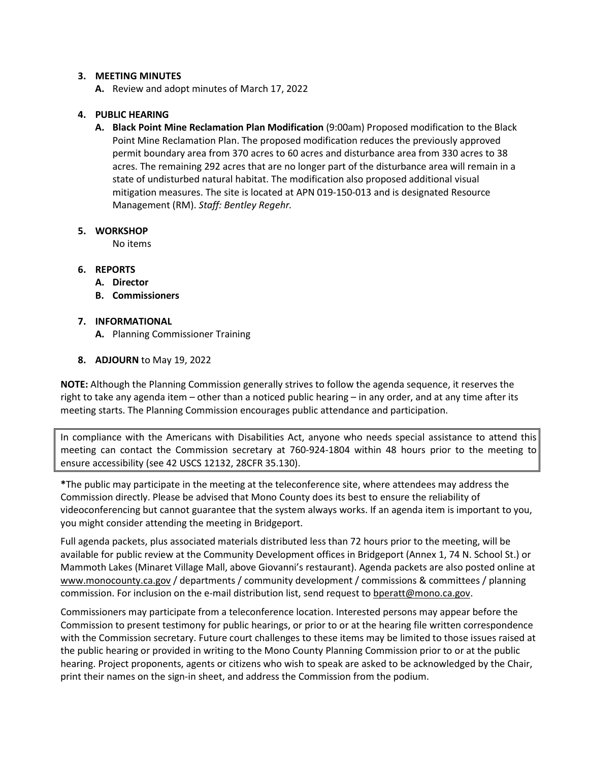3. **MEETING MINUTES**
   - **A.** Review and adopt minutes of March 17, 2022

4. **PUBLIC HEARING**
   - **A. Black Point Mine Reclamation Plan Modification** (9:00am) Proposed modification to the Black Point Mine Reclamation Plan. The proposed modification reduces the previously approved permit boundary area from 370 acres to 60 acres and disturbance area from 330 acres to 38 acres. The remaining 292 acres that are no longer part of the disturbance area will remain in a state of undisturbed natural habitat. The modification also proposed additional visual mitigation measures. The site is located at APN 019-150-013 and is designated Resource Management (RM). *Staff: Bentley Regehr.*

5. **WORKSHOP**
   
   No items

6. **REPORTS**
   - **A. Director**
   - **B. Commissioners**

7. **INFORMATIONAL**
   - **A.** Planning Commissioner Training

8. **ADJOURN** to May 19, 2022

**NOTE:** Although the Planning Commission generally strives to follow the agenda sequence, it reserves the right to take any agenda item – other than a noticed public hearing – in any order, and at any time after its meeting starts. The Planning Commission encourages public attendance and participation.

In compliance with the Americans with Disabilities Act, anyone who needs special assistance to attend this meeting can contact the Commission secretary at 760-924-1804 within 48 hours prior to the meeting to ensure accessibility (see 42 USCS 12132, 28CFR 35.130).

**\***The public may participate in the meeting at the teleconference site, where attendees may address the Commission directly. Please be advised that Mono County does its best to ensure the reliability of videoconferencing but cannot guarantee that the system always works. If an agenda item is important to you, you might consider attending the meeting in Bridgeport.

Full agenda packets, plus associated materials distributed less than 72 hours prior to the meeting, will be available for public review at the Community Development offices in Bridgeport (Annex 1, 74 N. School St.) or Mammoth Lakes (Minaret Village Mall, above Giovanni's restaurant). Agenda packets are also posted online at www.monocounty.ca.gov / departments / community development / commissions & committees / planning commission. For inclusion on the e-mail distribution list, send request to bperatt@mono.ca.gov.

Commissioners may participate from a teleconference location. Interested persons may appear before the Commission to present testimony for public hearings, or prior to or at the hearing file written correspondence with the Commission secretary. Future court challenges to these items may be limited to those issues raised at the public hearing or provided in writing to the Mono County Planning Commission prior to or at the public hearing. Project proponents, agents or citizens who wish to speak are asked to be acknowledged by the Chair, print their names on the sign-in sheet, and address the Commission from the podium.